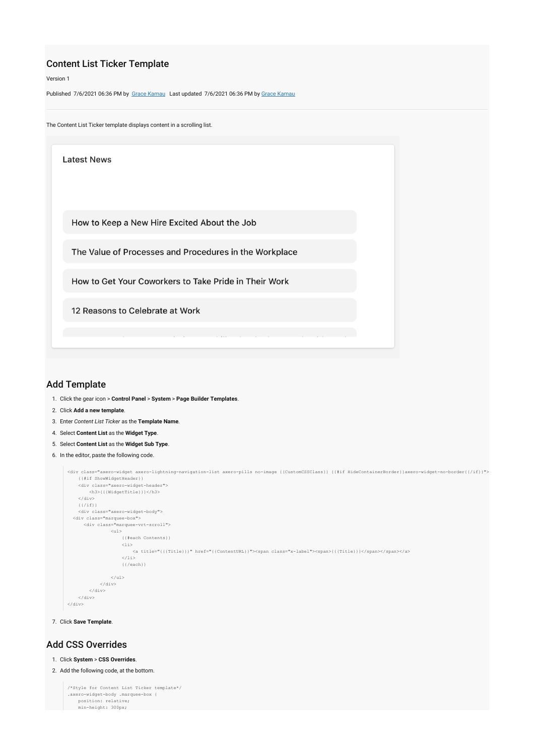## Content List Ticker Template

Version 1

Published 7/6/2021 06:36 PM by Grace Kamau Last updated 7/6/2021 06:36 PM by Grace Kamau

The Content List Ticker template displays content in a scrolling list.

Latest News

How to Keep a New Hire Excited About the Job

The Value of Processes and Procedures in the Workplace

How to Get Your Coworkers to Take Pride in Their Work

12 Reasons to Celebrate at Work

## Add Template

1. Click the gear icon > **Control Panel** > **System** > **Page Builder Templates**.
2. Click **Add a new template**.
3. Enter *Content List Ticker* as the **Template Name**.
4. Select **Content List** as the **Widget Type**.
5. Select **Content List** as the **Widget Sub Type**.
6. In the editor, paste the following code.

```
<div class="axero-widget axero-lightning-navigation-list axero-pills no-image {{CustomCSSClass}} {{#if HideContainerBorder}}axero-widget-no-border{{/if}}">
    {{#if ShowWidgetHeader}}
    <div class="axero-widget-header">
        <h3>{{{WidgetTitle}}}</h3>
    </div>
    {{/if}}
    <div class="axero-widget-body">
  <div class="marquee-box">
      <div class="marquee-vrt-scroll">
              <ul>
                  {{#each Contents}}
                  <li>
                      <a title="{{{Title}}}" href="{{ContentURL}}"><span class="x-label"><span>{{{Title}}}</span></span></a>
                  </li>
                  {{/each}}

              </ul>
          </div>
        </div>
    </div>
</div>
```

7. Click **Save Template**.

## Add CSS Overrides

1. Click **System** > **CSS Overrides**.
2. Add the following code, at the bottom.

```
/*Style for Content List Ticker template*/
.axero-widget-body .marquee-box {
    position: relative;
    min-height: 300px;
```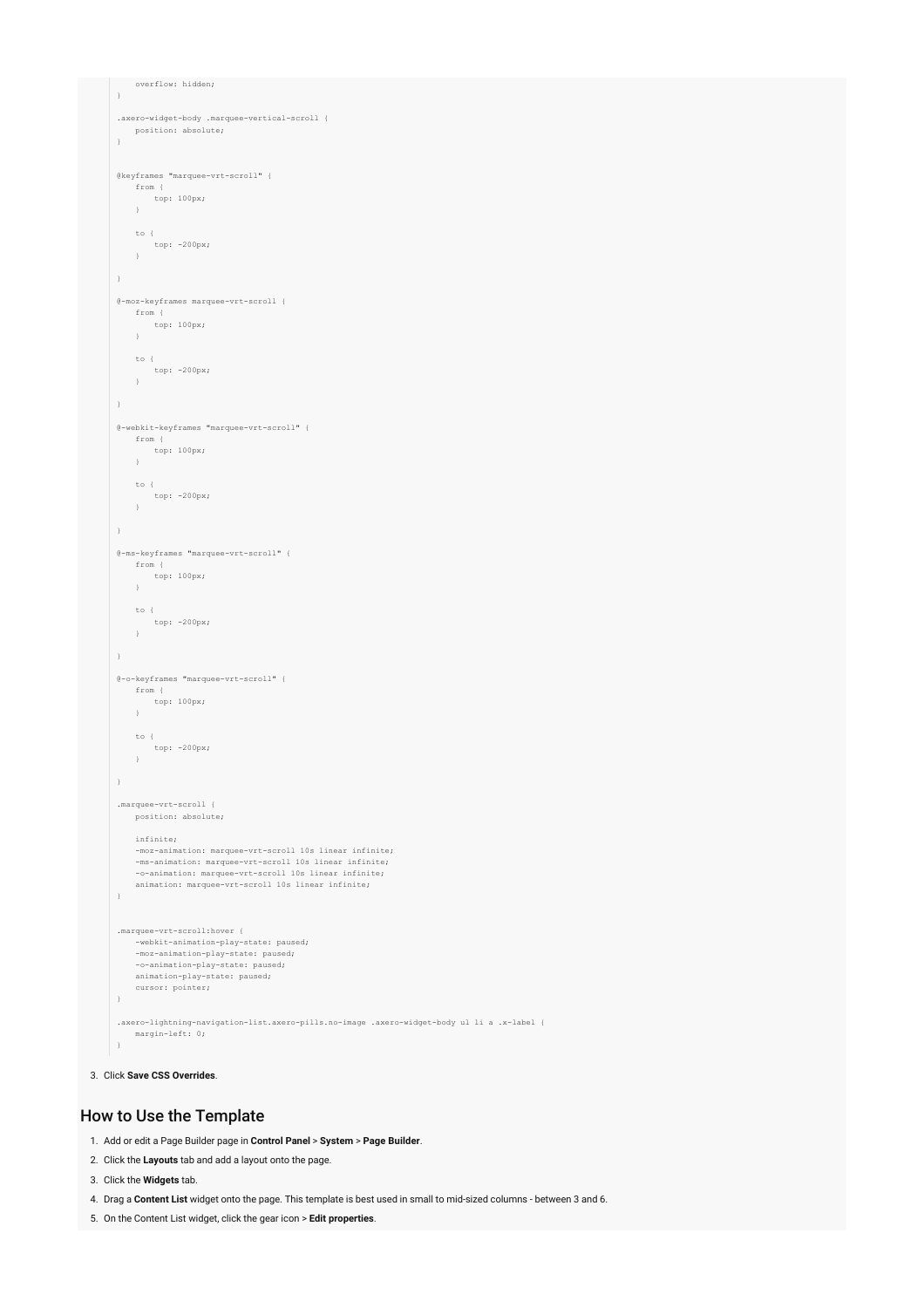```
    overflow: hidden;
}

.axero-widget-body .marquee-vertical-scroll {
    position: absolute;
}


@keyframes "marquee-vrt-scroll" {
    from {
        top: 100px;
    }

    to {
        top: -200px;
    }

}

@-moz-keyframes marquee-vrt-scroll {
    from {
        top: 100px;
    }

    to {
        top: -200px;
    }

}

@-webkit-keyframes "marquee-vrt-scroll" {
    from {
        top: 100px;
    }

    to {
        top: -200px;
    }

}

@-ms-keyframes "marquee-vrt-scroll" {
    from {
        top: 100px;
    }

    to {
        top: -200px;
    }

}

@-o-keyframes "marquee-vrt-scroll" {
    from {
        top: 100px;
    }

    to {
        top: -200px;
    }

}

.marquee-vrt-scroll {
    position: absolute;

    infinite;
    -moz-animation: marquee-vrt-scroll 10s linear infinite;
    -ms-animation: marquee-vrt-scroll 10s linear infinite;
    -o-animation: marquee-vrt-scroll 10s linear infinite;
    animation: marquee-vrt-scroll 10s linear infinite;
}


.marquee-vrt-scroll:hover {
    -webkit-animation-play-state: paused;
    -moz-animation-play-state: paused;
    -o-animation-play-state: paused;
    animation-play-state: paused;
    cursor: pointer;
}

.axero-lightning-navigation-list.axero-pills.no-image .axero-widget-body ul li a .x-label {
    margin-left: 0;
}
```

3. Click **Save CSS Overrides**.

## How to Use the Template

1. Add or edit a Page Builder page in **Control Panel** > **System** > **Page Builder**.
2. Click the **Layouts** tab and add a layout onto the page.
3. Click the **Widgets** tab.
4. Drag a **Content List** widget onto the page. This template is best used in small to mid-sized columns - between 3 and 6.
5. On the Content List widget, click the gear icon > **Edit properties**.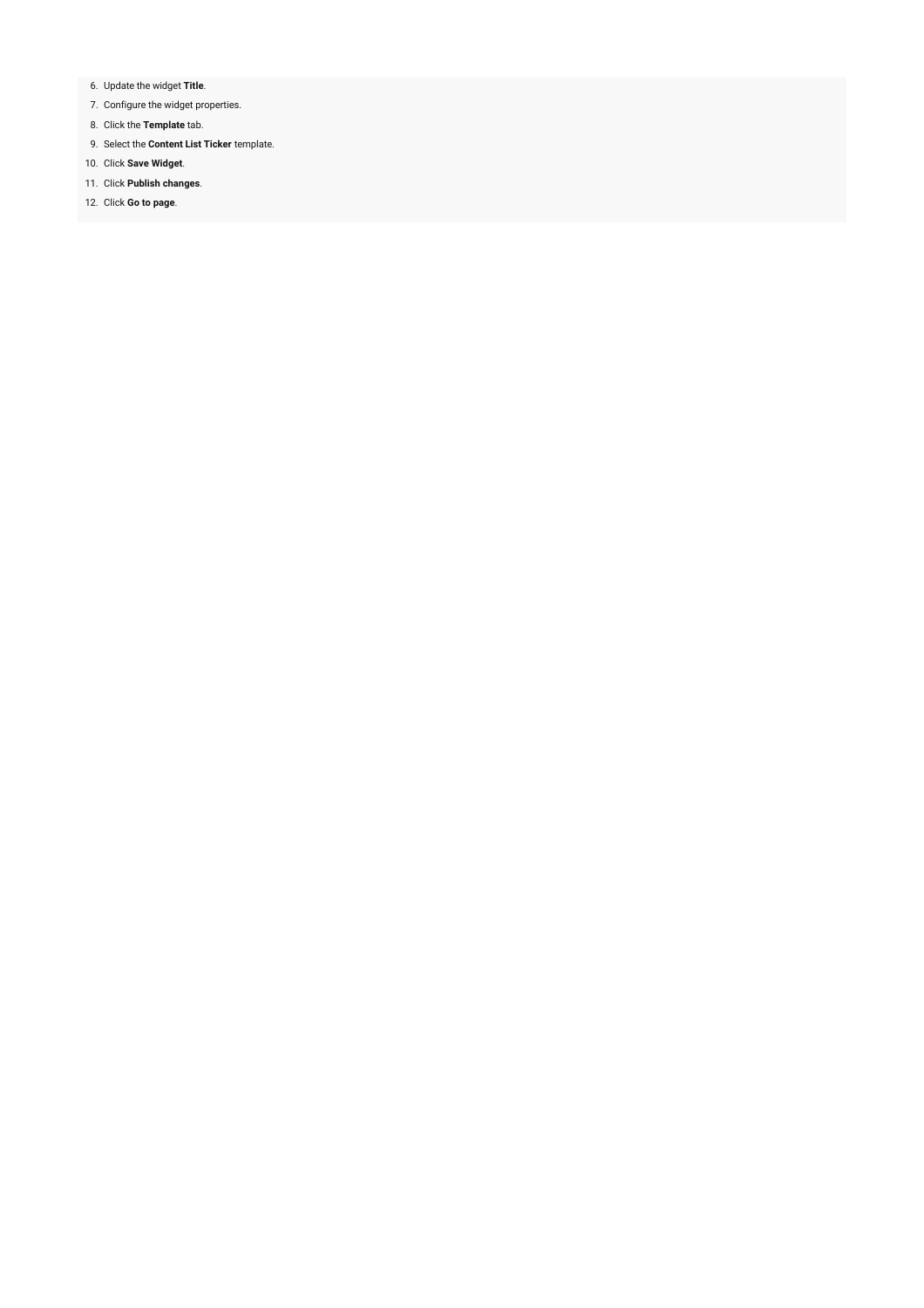6. Update the widget **Title**.
7. Configure the widget properties.
8. Click the **Template** tab.
9. Select the **Content List Ticker** template.
10. Click **Save Widget**.
11. Click **Publish changes**.
12. Click **Go to page**.